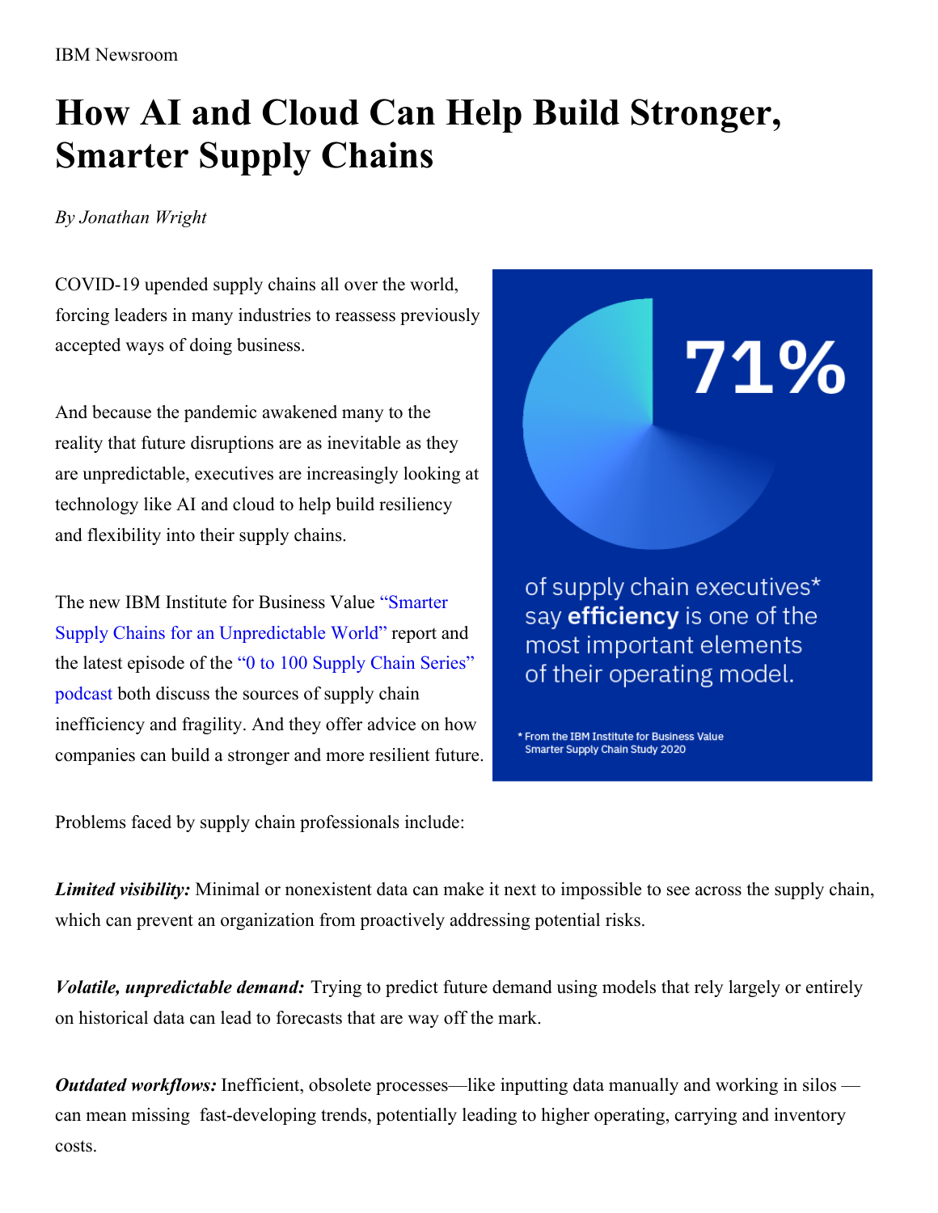IBM Newsroom

# How AI and Cloud Can Help Build Stronger, Smarter Supply Chains

*By Jonathan Wright*

COVID-19 upended supply chains all over the world, forcing leaders in many industries to reassess previously accepted ways of doing business.

And because the pandemic awakened many to the reality that future disruptions are as inevitable as they are unpredictable, executives are increasingly looking at technology like AI and cloud to help build resiliency and flexibility into their supply chains.

The new IBM Institute for Business Value "Smarter Supply Chains for an Unpredictable World" report and the latest episode of the "0 to 100 Supply Chain Series" podcast both discuss the sources of supply chain inefficiency and fragility. And they offer advice on how companies can build a stronger and more resilient future.

71%

of supply chain executives* say **efficiency** is one of the most important elements of their operating model.

\* From the IBM Institute for Business Value Smarter Supply Chain Study 2020

Problems faced by supply chain professionals include:

***Limited visibility:*** Minimal or nonexistent data can make it next to impossible to see across the supply chain, which can prevent an organization from proactively addressing potential risks.

***Volatile, unpredictable demand:*** Trying to predict future demand using models that rely largely or entirely on historical data can lead to forecasts that are way off the mark.

***Outdated workflows:*** Inefficient, obsolete processes—like inputting data manually and working in silos — can mean missing fast-developing trends, potentially leading to higher operating, carrying and inventory costs.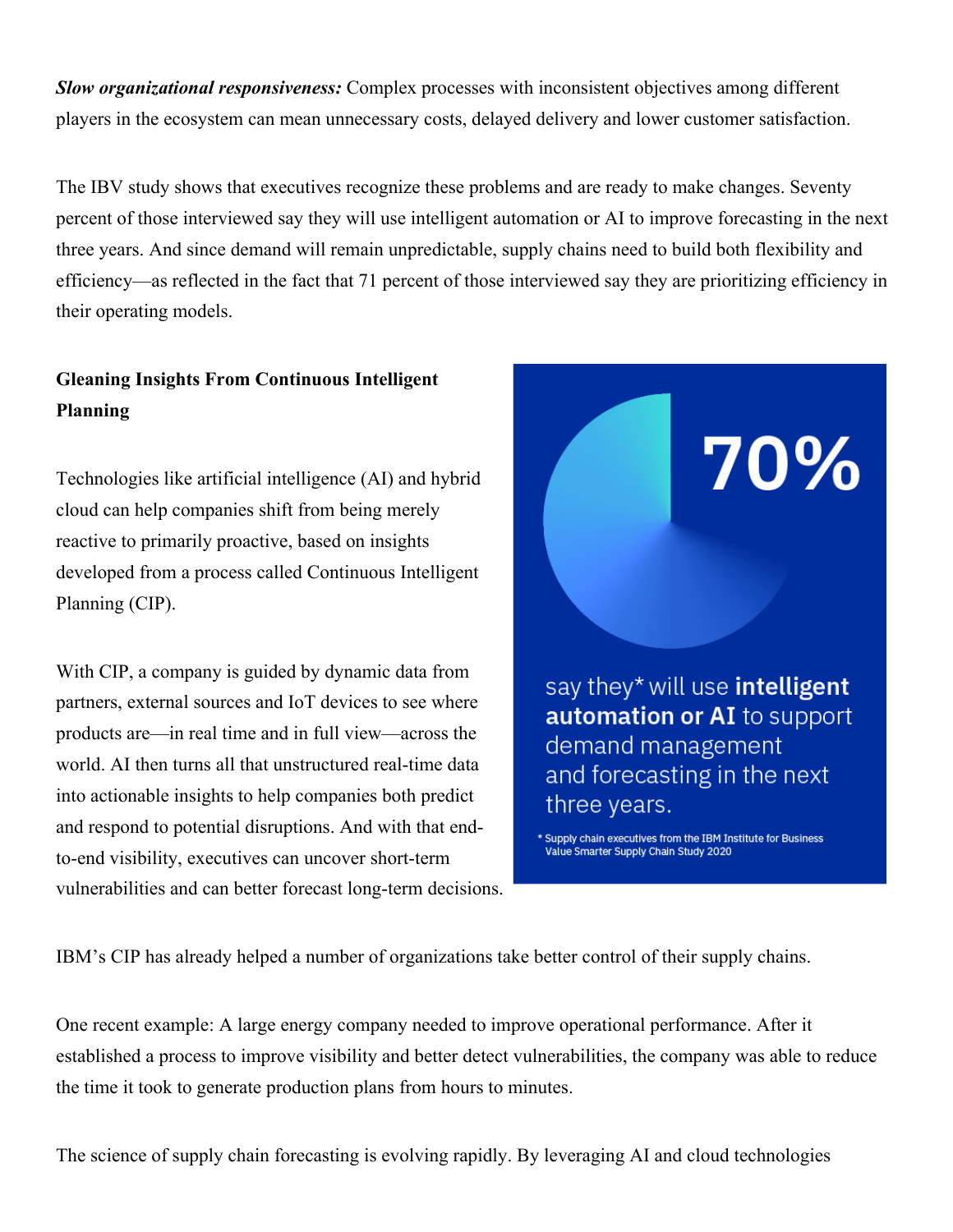***Slow organizational responsiveness:*** Complex processes with inconsistent objectives among different players in the ecosystem can mean unnecessary costs, delayed delivery and lower customer satisfaction.

The IBV study shows that executives recognize these problems and are ready to make changes. Seventy percent of those interviewed say they will use intelligent automation or AI to improve forecasting in the next three years. And since demand will remain unpredictable, supply chains need to build both flexibility and efficiency—as reflected in the fact that 71 percent of those interviewed say they are prioritizing efficiency in their operating models.

**Gleaning Insights From Continuous Intelligent Planning**

Technologies like artificial intelligence (AI) and hybrid cloud can help companies shift from being merely reactive to primarily proactive, based on insights developed from a process called Continuous Intelligent Planning (CIP).

With CIP, a company is guided by dynamic data from partners, external sources and IoT devices to see where products are—in real time and in full view—across the world. AI then turns all that unstructured real-time data into actionable insights to help companies both predict and respond to potential disruptions. And with that end-to-end visibility, executives can uncover short-term vulnerabilities and can better forecast long-term decisions.

**70%**

say they* will use **intelligent automation or AI** to support demand management and forecasting in the next three years.

\* Supply chain executives from the IBM Institute for Business Value Smarter Supply Chain Study 2020

IBM's CIP has already helped a number of organizations take better control of their supply chains.

One recent example: A large energy company needed to improve operational performance. After it established a process to improve visibility and better detect vulnerabilities, the company was able to reduce the time it took to generate production plans from hours to minutes.

The science of supply chain forecasting is evolving rapidly. By leveraging AI and cloud technologies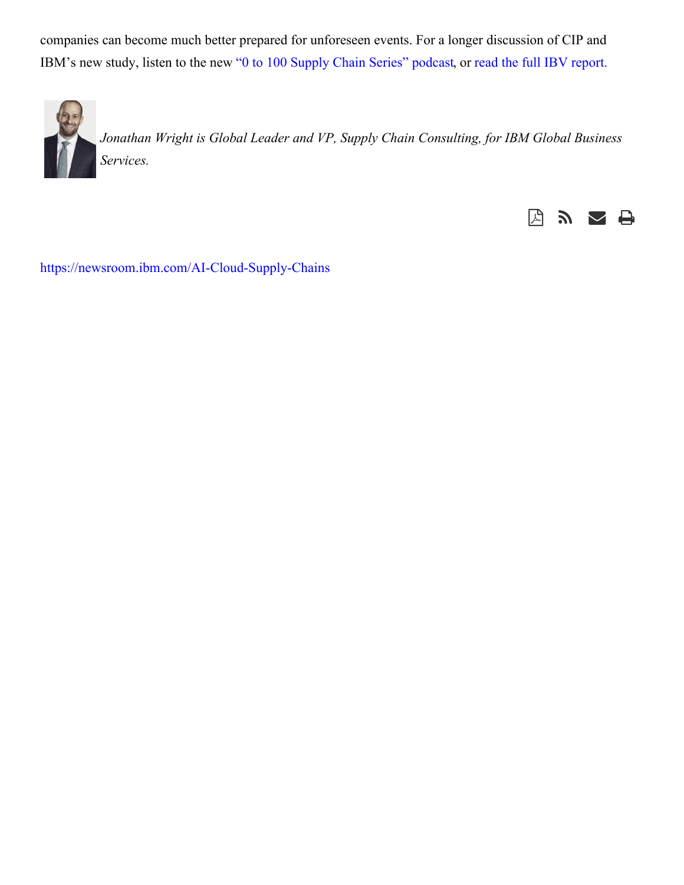companies can become much better prepared for unforeseen events. For a longer discussion of CIP and IBM's new study, listen to the new "0 to 100 Supply Chain Series" podcast, or read the full IBV report.

*Jonathan Wright is Global Leader and VP, Supply Chain Consulting, for IBM Global Business Services.*

https://newsroom.ibm.com/AI-Cloud-Supply-Chains